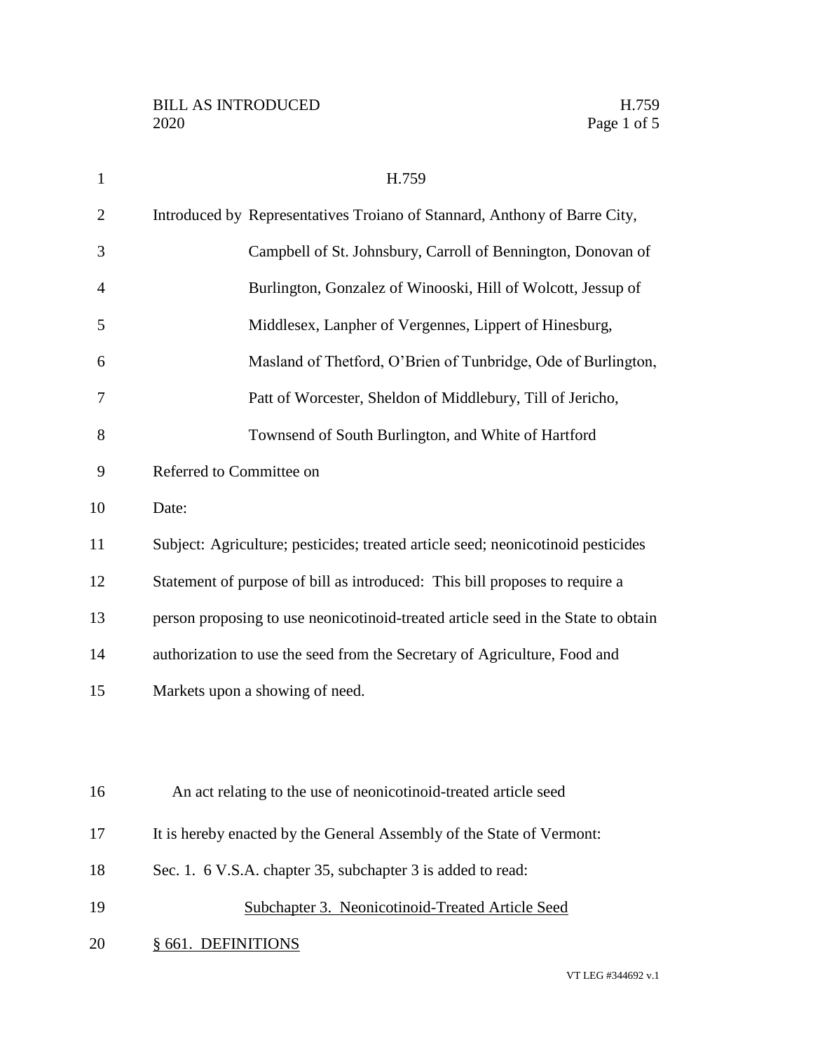# H.759

Introduced by Representatives Troiano of Stannard, Anthony of Barre City, Campbell of St. Johnsbury, Carroll of Bennington, Donovan of Burlington, Gonzalez of Winooski, Hill of Wolcott, Jessup of Middlesex, Lanpher of Vergennes, Lippert of Hinesburg, Masland of Thetford, O'Brien of Tunbridge, Ode of Burlington, Patt of Worcester, Sheldon of Middlebury, Till of Jericho, Townsend of South Burlington, and White of Hartford

Referred to Committee on

Date:

Subject: Agriculture; pesticides; treated article seed; neonicotinoid pesticides

Statement of purpose of bill as introduced: This bill proposes to require a person proposing to use neonicotinoid-treated article seed in the State to obtain authorization to use the seed from the Secretary of Agriculture, Food and Markets upon a showing of need.

An act relating to the use of neonicotinoid-treated article seed

It is hereby enacted by the General Assembly of the State of Vermont:

Sec. 1. 6 V.S.A. chapter 35, subchapter 3 is added to read:

<u>Subchapter 3. Neonicotinoid-Treated Article Seed</u>

<u>§ 661. DEFINITIONS</u>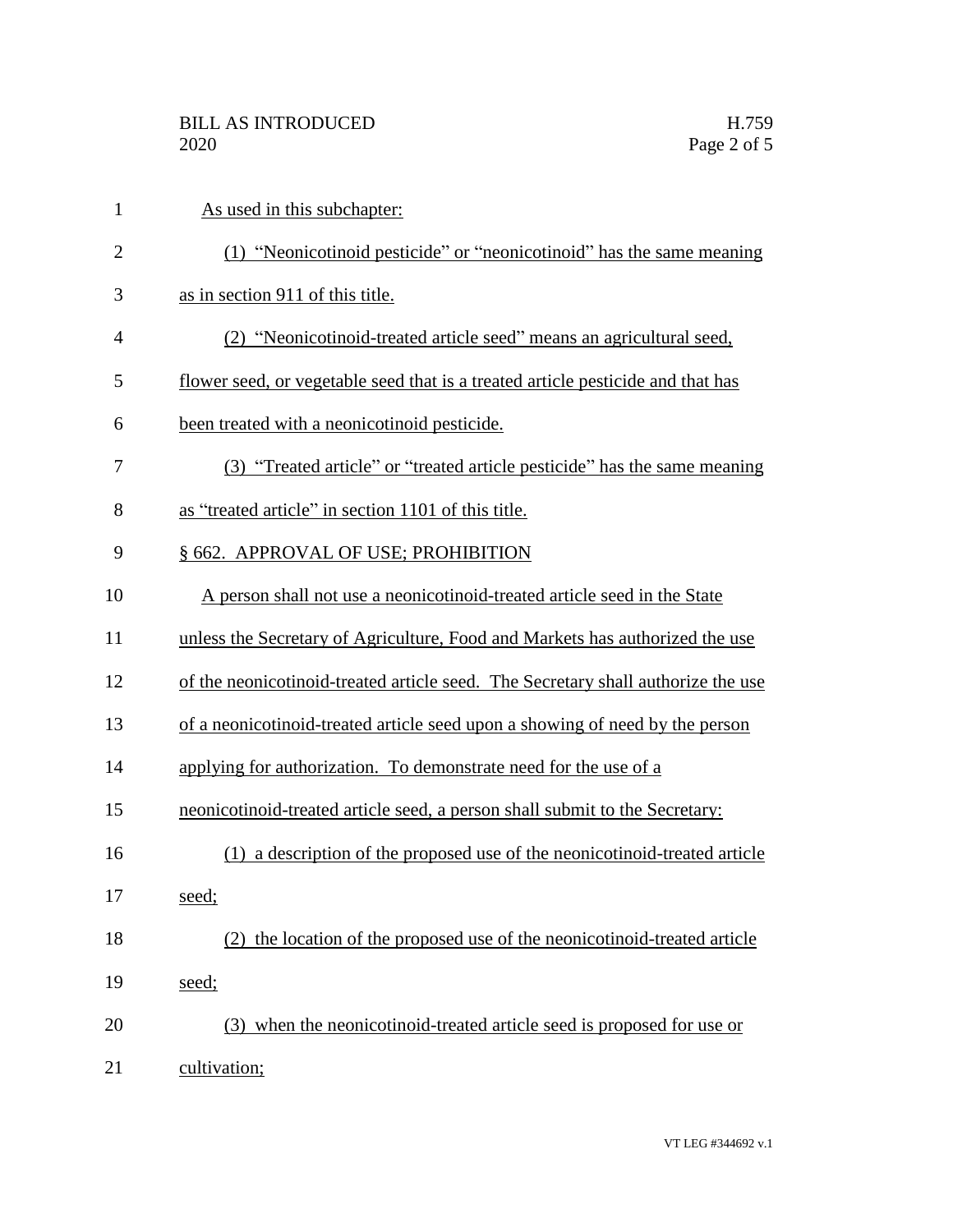As used in this subchapter:

(1) "Neonicotinoid pesticide" or "neonicotinoid" has the same meaning as in section 911 of this title.

(2) "Neonicotinoid-treated article seed" means an agricultural seed, flower seed, or vegetable seed that is a treated article pesticide and that has been treated with a neonicotinoid pesticide.

(3) "Treated article" or "treated article pesticide" has the same meaning as "treated article" in section 1101 of this title.

§ 662. APPROVAL OF USE; PROHIBITION

A person shall not use a neonicotinoid-treated article seed in the State unless the Secretary of Agriculture, Food and Markets has authorized the use of the neonicotinoid-treated article seed. The Secretary shall authorize the use of a neonicotinoid-treated article seed upon a showing of need by the person applying for authorization. To demonstrate need for the use of a neonicotinoid-treated article seed, a person shall submit to the Secretary:

(1) a description of the proposed use of the neonicotinoid-treated article seed;

(2) the location of the proposed use of the neonicotinoid-treated article seed;

(3) when the neonicotinoid-treated article seed is proposed for use or cultivation;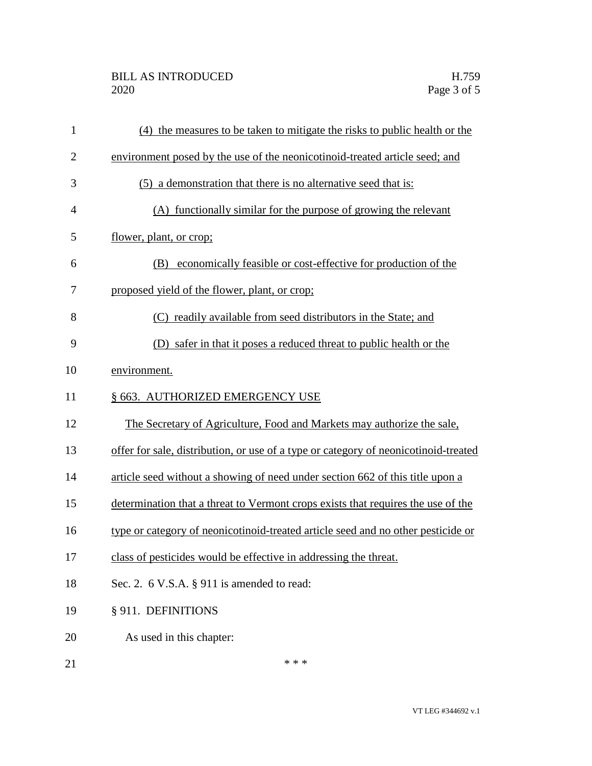(4) the measures to be taken to mitigate the risks to public health or the environment posed by the use of the neonicotinoid-treated article seed; and

(5) a demonstration that there is no alternative seed that is:

(A) functionally similar for the purpose of growing the relevant flower, plant, or crop;

(B) economically feasible or cost-effective for production of the proposed yield of the flower, plant, or crop;

(C) readily available from seed distributors in the State; and

(D) safer in that it poses a reduced threat to public health or the environment.

§ 663. AUTHORIZED EMERGENCY USE

The Secretary of Agriculture, Food and Markets may authorize the sale, offer for sale, distribution, or use of a type or category of neonicotinoid-treated article seed without a showing of need under section 662 of this title upon a determination that a threat to Vermont crops exists that requires the use of the type or category of neonicotinoid-treated article seed and no other pesticide or class of pesticides would be effective in addressing the threat.

Sec. 2. 6 V.S.A. § 911 is amended to read:

§ 911. DEFINITIONS

As used in this chapter:

* * *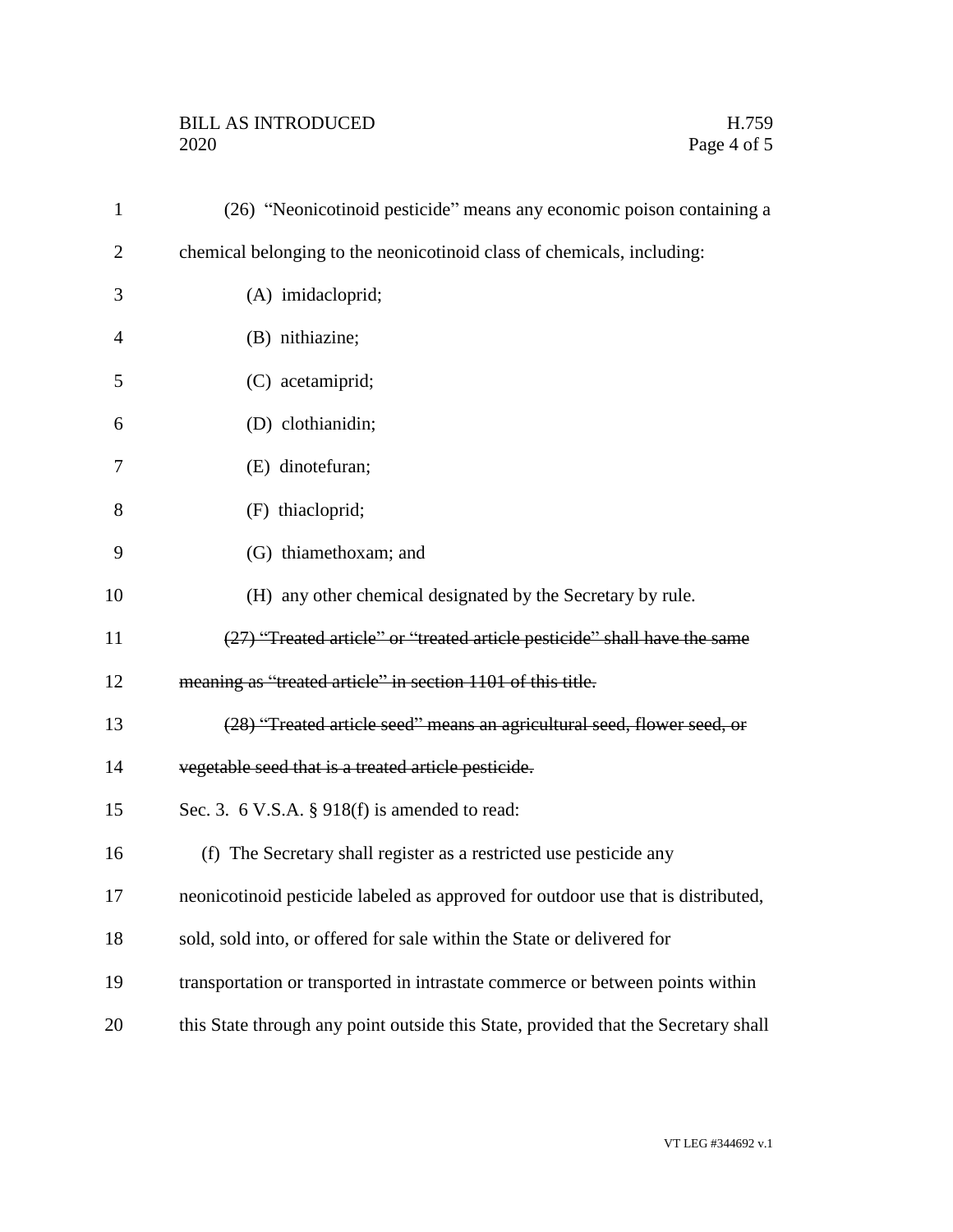(26) "Neonicotinoid pesticide" means any economic poison containing a chemical belonging to the neonicotinoid class of chemicals, including:

(A) imidacloprid;

(B) nithiazine;

(C) acetamiprid;

(D) clothianidin;

(E) dinotefuran;

(F) thiacloprid;

(G) thiamethoxam; and

(H) any other chemical designated by the Secretary by rule.

~~(27) "Treated article" or "treated article pesticide" shall have the same meaning as "treated article" in section 1101 of this title.~~

~~(28) "Treated article seed" means an agricultural seed, flower seed, or vegetable seed that is a treated article pesticide.~~

Sec. 3. 6 V.S.A. § 918(f) is amended to read:

(f) The Secretary shall register as a restricted use pesticide any neonicotinoid pesticide labeled as approved for outdoor use that is distributed, sold, sold into, or offered for sale within the State or delivered for transportation or transported in intrastate commerce or between points within this State through any point outside this State, provided that the Secretary shall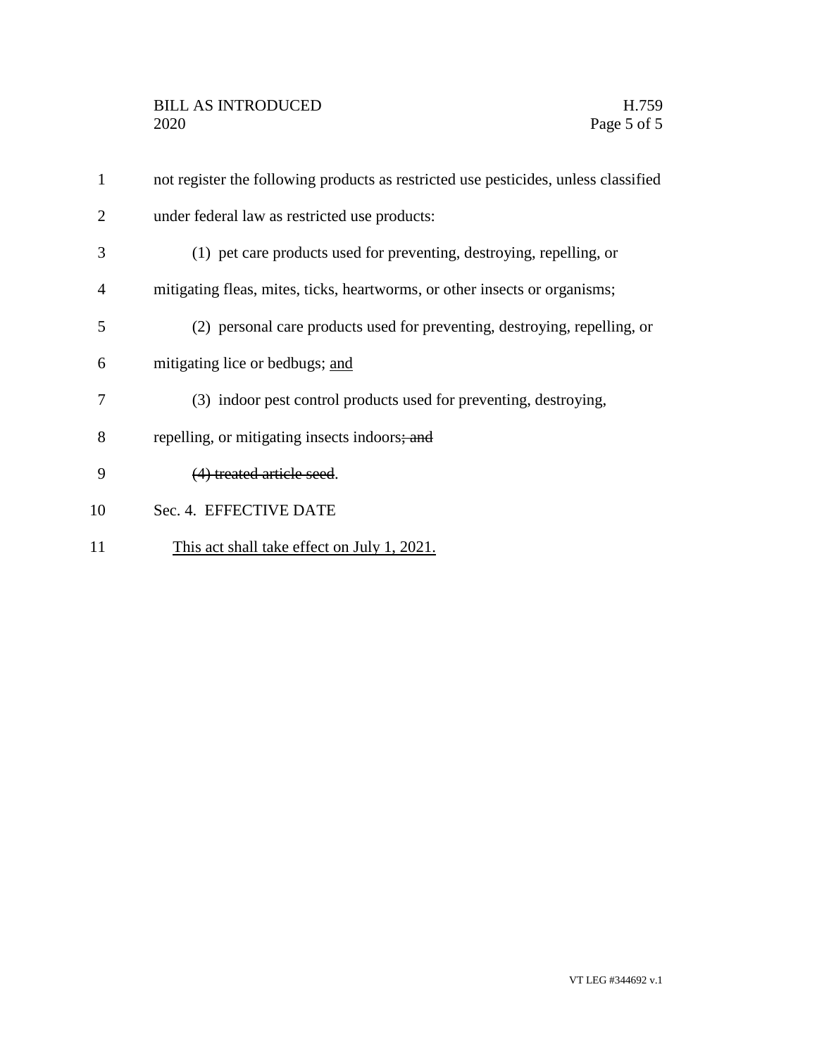not register the following products as restricted use pesticides, unless classified under federal law as restricted use products:

(1) pet care products used for preventing, destroying, repelling, or mitigating fleas, mites, ticks, heartworms, or other insects or organisms;

(2) personal care products used for preventing, destroying, repelling, or mitigating lice or bedbugs; <u>and</u>

(3) indoor pest control products used for preventing, destroying, repelling, or mitigating insects indoors~~; and~~

~~(4) treated article seed~~.

Sec. 4. EFFECTIVE DATE

<u>This act shall take effect on July 1, 2021.</u>